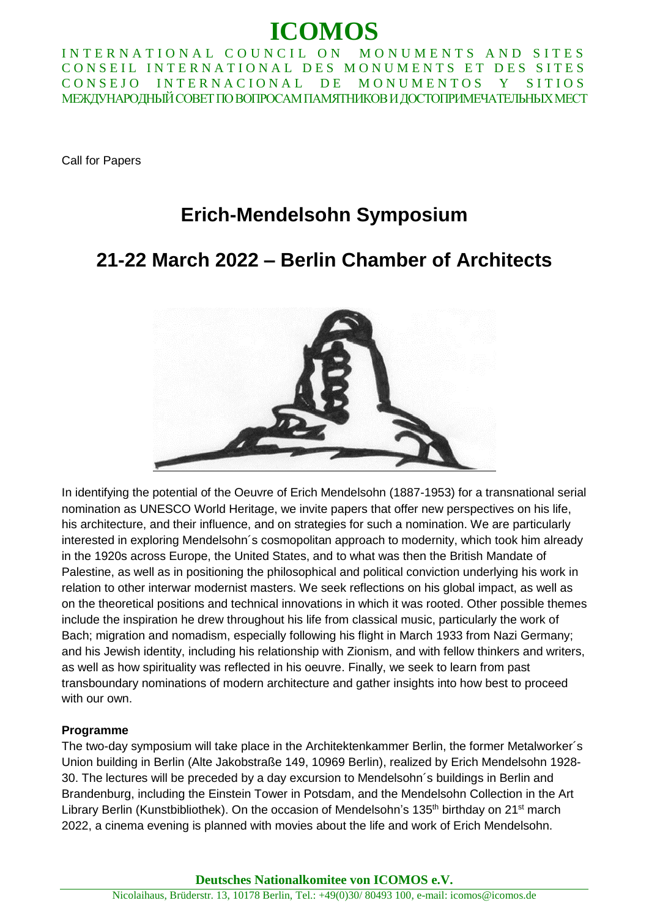# ICOMOS

INTERNATIONAL COUNCIL ON MONUMENTS AND SITES
CONSEIL INTERNATIONAL DES MONUMENTS ET DES SITES
CONSEJO INTERNACIONAL DE MONUMENTOS Y SITIOS
МЕЖДУНАРОДНЫЙ СОВЕТ ПО ВОПРОСАМ ПАМЯТНИКОВ И ДОСТОПРИМЕЧАТЕЛЬНЫХ МЕСТ

Call for Papers

## Erich-Mendelsohn Symposium

## 21-22 March 2022 – Berlin Chamber of Architects

In identifying the potential of the Oeuvre of Erich Mendelsohn (1887-1953) for a transnational serial nomination as UNESCO World Heritage, we invite papers that offer new perspectives on his life, his architecture, and their influence, and on strategies for such a nomination. We are particularly interested in exploring Mendelsohn´s cosmopolitan approach to modernity, which took him already in the 1920s across Europe, the United States, and to what was then the British Mandate of Palestine, as well as in positioning the philosophical and political conviction underlying his work in relation to other interwar modernist masters. We seek reflections on his global impact, as well as on the theoretical positions and technical innovations in which it was rooted. Other possible themes include the inspiration he drew throughout his life from classical music, particularly the work of Bach; migration and nomadism, especially following his flight in March 1933 from Nazi Germany; and his Jewish identity, including his relationship with Zionism, and with fellow thinkers and writers, as well as how spirituality was reflected in his oeuvre. Finally, we seek to learn from past transboundary nominations of modern architecture and gather insights into how best to proceed with our own.

**Programme**

The two-day symposium will take place in the Architektenkammer Berlin, the former Metalworker´s Union building in Berlin (Alte Jakobstraße 149, 10969 Berlin), realized by Erich Mendelsohn 1928-30. The lectures will be preceded by a day excursion to Mendelsohn´s buildings in Berlin and Brandenburg, including the Einstein Tower in Potsdam, and the Mendelsohn Collection in the Art Library Berlin (Kunstbibliothek). On the occasion of Mendelsohn's 135th birthday on 21st march 2022, a cinema evening is planned with movies about the life and work of Erich Mendelsohn.

**Deutsches Nationalkomitee von ICOMOS e.V.**
Nicolaihaus, Brüderstr. 13, 10178 Berlin, Tel.: +49(0)30/ 80493 100, e-mail: icomos@icomos.de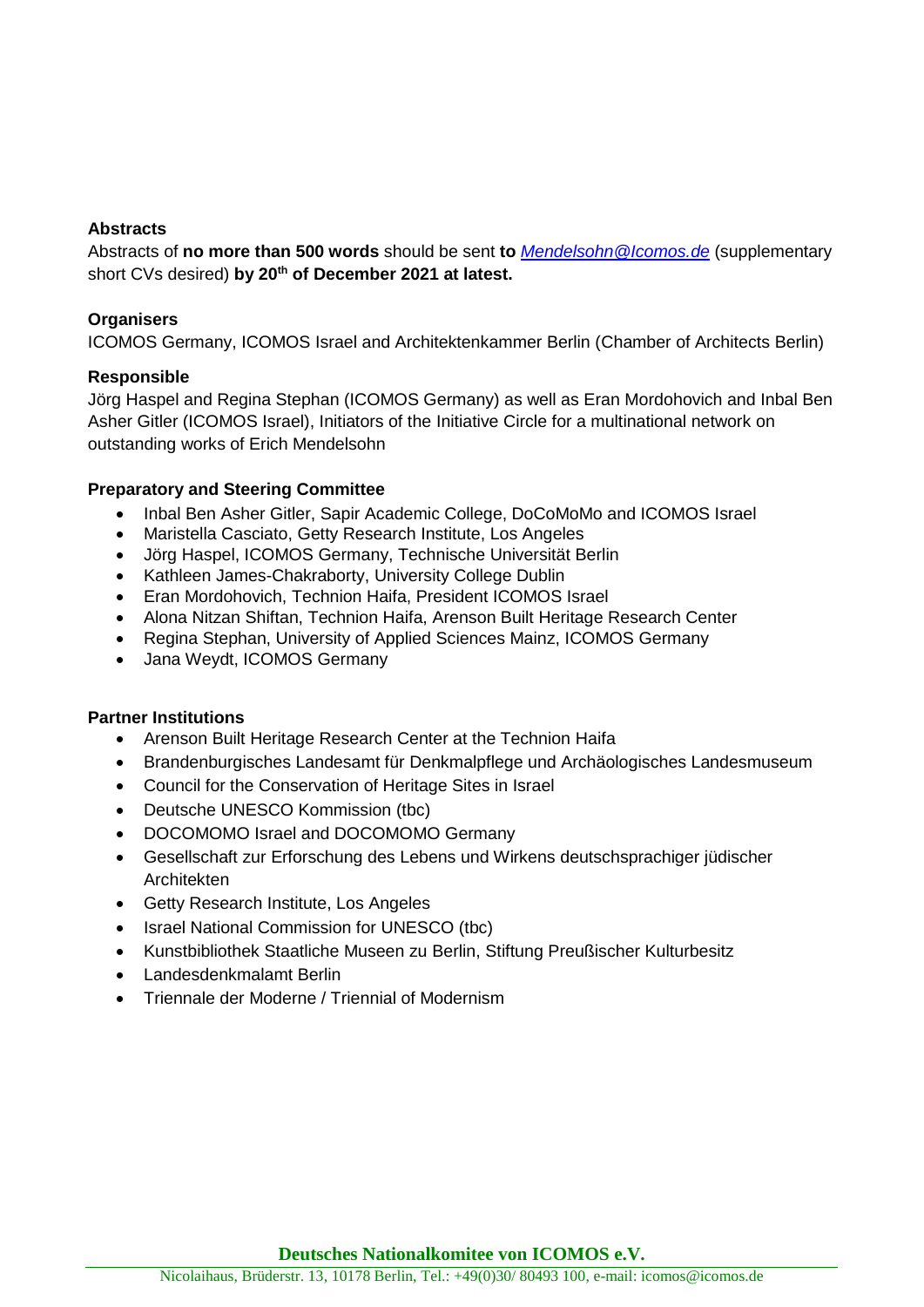**Abstracts**

Abstracts of **no more than 500 words** should be sent **to** *Mendelsohn@Icomos.de* (supplementary short CVs desired) **by 20th of December 2021 at latest.**

**Organisers**

ICOMOS Germany, ICOMOS Israel and Architektenkammer Berlin (Chamber of Architects Berlin)

**Responsible**

Jörg Haspel and Regina Stephan (ICOMOS Germany) as well as Eran Mordohovich and Inbal Ben Asher Gitler (ICOMOS Israel), Initiators of the Initiative Circle for a multinational network on outstanding works of Erich Mendelsohn

**Preparatory and Steering Committee**

- Inbal Ben Asher Gitler, Sapir Academic College, DoCoMoMo and ICOMOS Israel
- Maristella Casciato, Getty Research Institute, Los Angeles
- Jörg Haspel, ICOMOS Germany, Technische Universität Berlin
- Kathleen James-Chakraborty, University College Dublin
- Eran Mordohovich, Technion Haifa, President ICOMOS Israel
- Alona Nitzan Shiftan, Technion Haifa, Arenson Built Heritage Research Center
- Regina Stephan, University of Applied Sciences Mainz, ICOMOS Germany
- Jana Weydt, ICOMOS Germany

**Partner Institutions**

- Arenson Built Heritage Research Center at the Technion Haifa
- Brandenburgisches Landesamt für Denkmalpflege und Archäologisches Landesmuseum
- Council for the Conservation of Heritage Sites in Israel
- Deutsche UNESCO Kommission (tbc)
- DOCOMOMO Israel and DOCOMOMO Germany
- Gesellschaft zur Erforschung des Lebens und Wirkens deutschsprachiger jüdischer Architekten
- Getty Research Institute, Los Angeles
- Israel National Commission for UNESCO (tbc)
- Kunstbibliothek Staatliche Museen zu Berlin, Stiftung Preußischer Kulturbesitz
- Landesdenkmalamt Berlin
- Triennale der Moderne / Triennial of Modernism